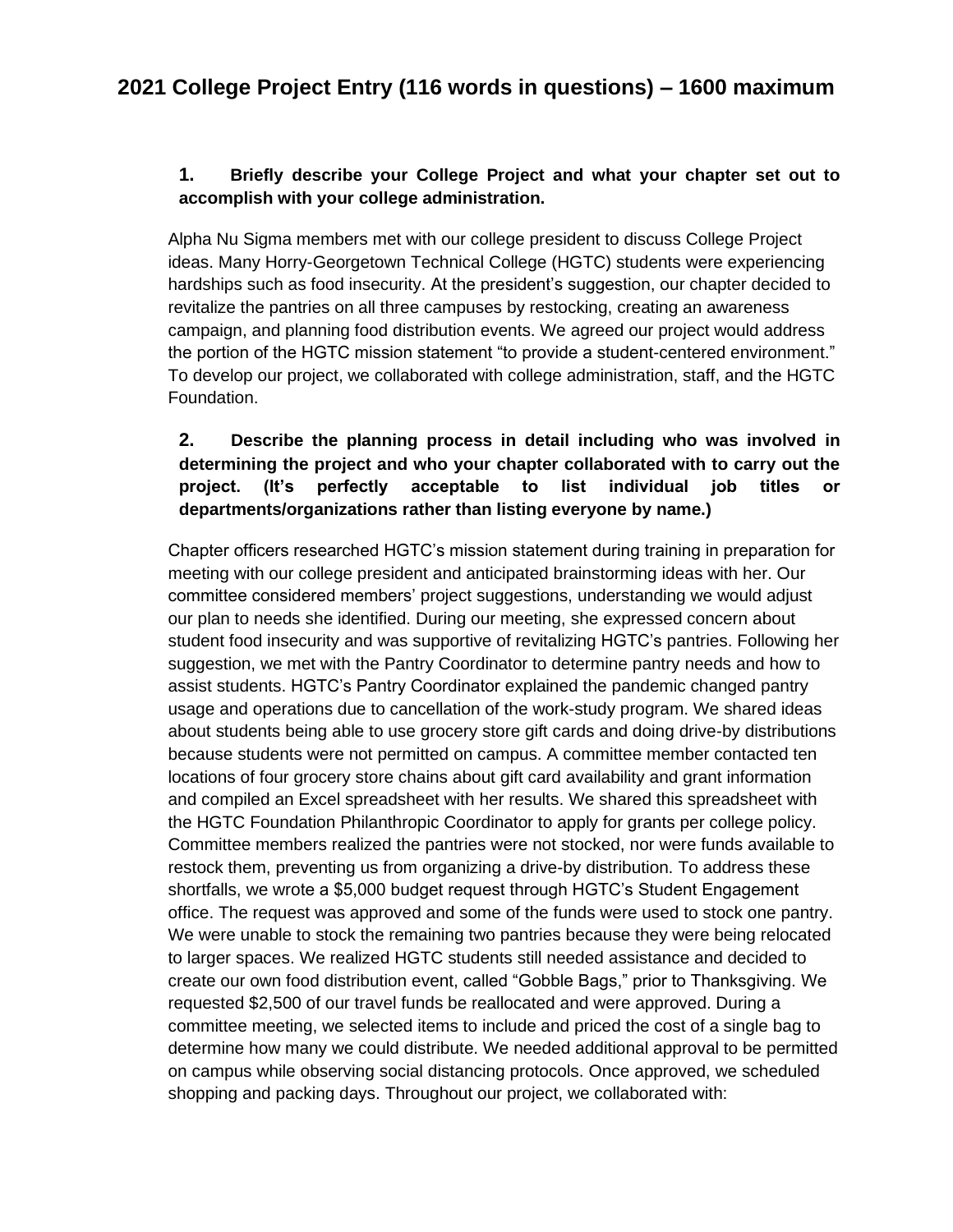# 2021 College Project Entry (116 words in questions) – 1600 maximum

**1. Briefly describe your College Project and what your chapter set out to accomplish with your college administration.**

Alpha Nu Sigma members met with our college president to discuss College Project ideas. Many Horry-Georgetown Technical College (HGTC) students were experiencing hardships such as food insecurity. At the president's suggestion, our chapter decided to revitalize the pantries on all three campuses by restocking, creating an awareness campaign, and planning food distribution events. We agreed our project would address the portion of the HGTC mission statement "to provide a student-centered environment." To develop our project, we collaborated with college administration, staff, and the HGTC Foundation.

**2. Describe the planning process in detail including who was involved in determining the project and who your chapter collaborated with to carry out the project. (It's perfectly acceptable to list individual job titles or departments/organizations rather than listing everyone by name.)**

Chapter officers researched HGTC's mission statement during training in preparation for meeting with our college president and anticipated brainstorming ideas with her. Our committee considered members' project suggestions, understanding we would adjust our plan to needs she identified. During our meeting, she expressed concern about student food insecurity and was supportive of revitalizing HGTC's pantries. Following her suggestion, we met with the Pantry Coordinator to determine pantry needs and how to assist students. HGTC's Pantry Coordinator explained the pandemic changed pantry usage and operations due to cancellation of the work-study program. We shared ideas about students being able to use grocery store gift cards and doing drive-by distributions because students were not permitted on campus. A committee member contacted ten locations of four grocery store chains about gift card availability and grant information and compiled an Excel spreadsheet with her results. We shared this spreadsheet with the HGTC Foundation Philanthropic Coordinator to apply for grants per college policy. Committee members realized the pantries were not stocked, nor were funds available to restock them, preventing us from organizing a drive-by distribution. To address these shortfalls, we wrote a $5,000 budget request through HGTC's Student Engagement office. The request was approved and some of the funds were used to stock one pantry. We were unable to stock the remaining two pantries because they were being relocated to larger spaces. We realized HGTC students still needed assistance and decided to create our own food distribution event, called "Gobble Bags," prior to Thanksgiving. We requested $2,500 of our travel funds be reallocated and were approved. During a committee meeting, we selected items to include and priced the cost of a single bag to determine how many we could distribute. We needed additional approval to be permitted on campus while observing social distancing protocols. Once approved, we scheduled shopping and packing days. Throughout our project, we collaborated with: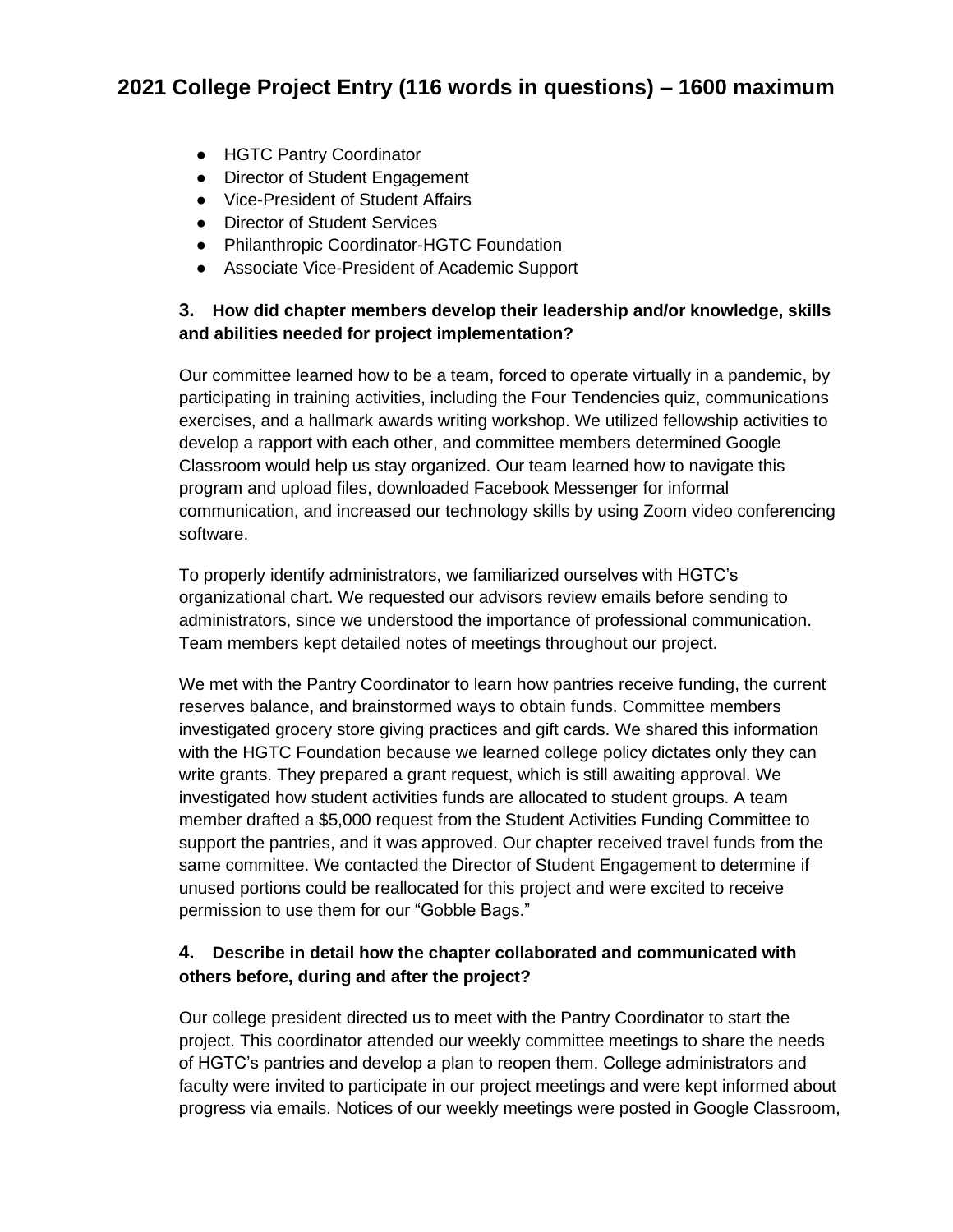# 2021 College Project Entry (116 words in questions) – 1600 maximum

- HGTC Pantry Coordinator
- Director of Student Engagement
- Vice-President of Student Affairs
- Director of Student Services
- Philanthropic Coordinator-HGTC Foundation
- Associate Vice-President of Academic Support

### 3. How did chapter members develop their leadership and/or knowledge, skills and abilities needed for project implementation?

Our committee learned how to be a team, forced to operate virtually in a pandemic, by participating in training activities, including the Four Tendencies quiz, communications exercises, and a hallmark awards writing workshop. We utilized fellowship activities to develop a rapport with each other, and committee members determined Google Classroom would help us stay organized. Our team learned how to navigate this program and upload files, downloaded Facebook Messenger for informal communication, and increased our technology skills by using Zoom video conferencing software.

To properly identify administrators, we familiarized ourselves with HGTC's organizational chart. We requested our advisors review emails before sending to administrators, since we understood the importance of professional communication. Team members kept detailed notes of meetings throughout our project.

We met with the Pantry Coordinator to learn how pantries receive funding, the current reserves balance, and brainstormed ways to obtain funds. Committee members investigated grocery store giving practices and gift cards. We shared this information with the HGTC Foundation because we learned college policy dictates only they can write grants. They prepared a grant request, which is still awaiting approval. We investigated how student activities funds are allocated to student groups. A team member drafted a $5,000 request from the Student Activities Funding Committee to support the pantries, and it was approved. Our chapter received travel funds from the same committee. We contacted the Director of Student Engagement to determine if unused portions could be reallocated for this project and were excited to receive permission to use them for our "Gobble Bags."

### 4. Describe in detail how the chapter collaborated and communicated with others before, during and after the project?

Our college president directed us to meet with the Pantry Coordinator to start the project. This coordinator attended our weekly committee meetings to share the needs of HGTC's pantries and develop a plan to reopen them. College administrators and faculty were invited to participate in our project meetings and were kept informed about progress via emails. Notices of our weekly meetings were posted in Google Classroom,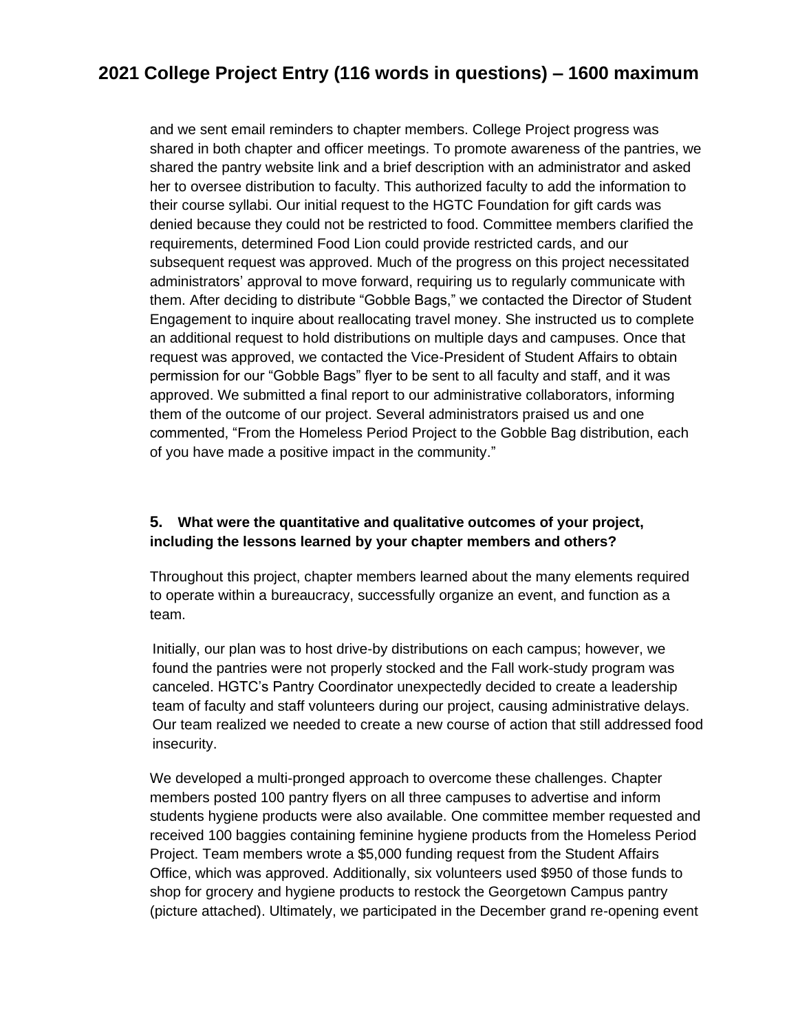and we sent email reminders to chapter members. College Project progress was shared in both chapter and officer meetings. To promote awareness of the pantries, we shared the pantry website link and a brief description with an administrator and asked her to oversee distribution to faculty. This authorized faculty to add the information to their course syllabi. Our initial request to the HGTC Foundation for gift cards was denied because they could not be restricted to food. Committee members clarified the requirements, determined Food Lion could provide restricted cards, and our subsequent request was approved. Much of the progress on this project necessitated administrators' approval to move forward, requiring us to regularly communicate with them. After deciding to distribute "Gobble Bags," we contacted the Director of Student Engagement to inquire about reallocating travel money. She instructed us to complete an additional request to hold distributions on multiple days and campuses. Once that request was approved, we contacted the Vice-President of Student Affairs to obtain permission for our "Gobble Bags" flyer to be sent to all faculty and staff, and it was approved. We submitted a final report to our administrative collaborators, informing them of the outcome of our project. Several administrators praised us and one commented, "From the Homeless Period Project to the Gobble Bag distribution, each of you have made a positive impact in the community."

**5. What were the quantitative and qualitative outcomes of your project, including the lessons learned by your chapter members and others?**

Throughout this project, chapter members learned about the many elements required to operate within a bureaucracy, successfully organize an event, and function as a team.

Initially, our plan was to host drive-by distributions on each campus; however, we found the pantries were not properly stocked and the Fall work-study program was canceled. HGTC's Pantry Coordinator unexpectedly decided to create a leadership team of faculty and staff volunteers during our project, causing administrative delays. Our team realized we needed to create a new course of action that still addressed food insecurity.

We developed a multi-pronged approach to overcome these challenges. Chapter members posted 100 pantry flyers on all three campuses to advertise and inform students hygiene products were also available. One committee member requested and received 100 baggies containing feminine hygiene products from the Homeless Period Project. Team members wrote a $5,000 funding request from the Student Affairs Office, which was approved. Additionally, six volunteers used $950 of those funds to shop for grocery and hygiene products to restock the Georgetown Campus pantry (picture attached). Ultimately, we participated in the December grand re-opening event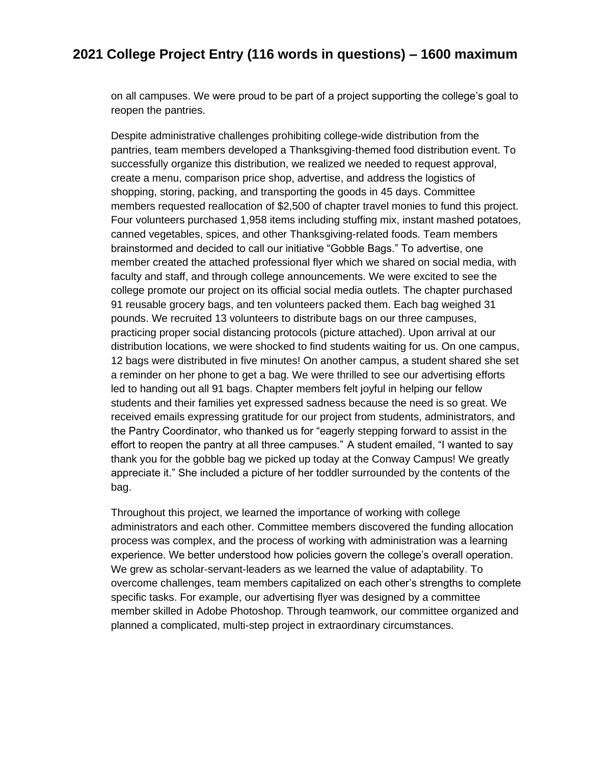on all campuses. We were proud to be part of a project supporting the college's goal to reopen the pantries.

Despite administrative challenges prohibiting college-wide distribution from the pantries, team members developed a Thanksgiving-themed food distribution event. To successfully organize this distribution, we realized we needed to request approval, create a menu, comparison price shop, advertise, and address the logistics of shopping, storing, packing, and transporting the goods in 45 days. Committee members requested reallocation of $2,500 of chapter travel monies to fund this project. Four volunteers purchased 1,958 items including stuffing mix, instant mashed potatoes, canned vegetables, spices, and other Thanksgiving-related foods. Team members brainstormed and decided to call our initiative "Gobble Bags." To advertise, one member created the attached professional flyer which we shared on social media, with faculty and staff, and through college announcements. We were excited to see the college promote our project on its official social media outlets. The chapter purchased 91 reusable grocery bags, and ten volunteers packed them. Each bag weighed 31 pounds. We recruited 13 volunteers to distribute bags on our three campuses, practicing proper social distancing protocols (picture attached). Upon arrival at our distribution locations, we were shocked to find students waiting for us. On one campus, 12 bags were distributed in five minutes! On another campus, a student shared she set a reminder on her phone to get a bag. We were thrilled to see our advertising efforts led to handing out all 91 bags. Chapter members felt joyful in helping our fellow students and their families yet expressed sadness because the need is so great. We received emails expressing gratitude for our project from students, administrators, and the Pantry Coordinator, who thanked us for "eagerly stepping forward to assist in the effort to reopen the pantry at all three campuses." A student emailed, "I wanted to say thank you for the gobble bag we picked up today at the Conway Campus! We greatly appreciate it." She included a picture of her toddler surrounded by the contents of the bag.

Throughout this project, we learned the importance of working with college administrators and each other. Committee members discovered the funding allocation process was complex, and the process of working with administration was a learning experience. We better understood how policies govern the college's overall operation. We grew as scholar-servant-leaders as we learned the value of adaptability. To overcome challenges, team members capitalized on each other's strengths to complete specific tasks. For example, our advertising flyer was designed by a committee member skilled in Adobe Photoshop. Through teamwork, our committee organized and planned a complicated, multi-step project in extraordinary circumstances.